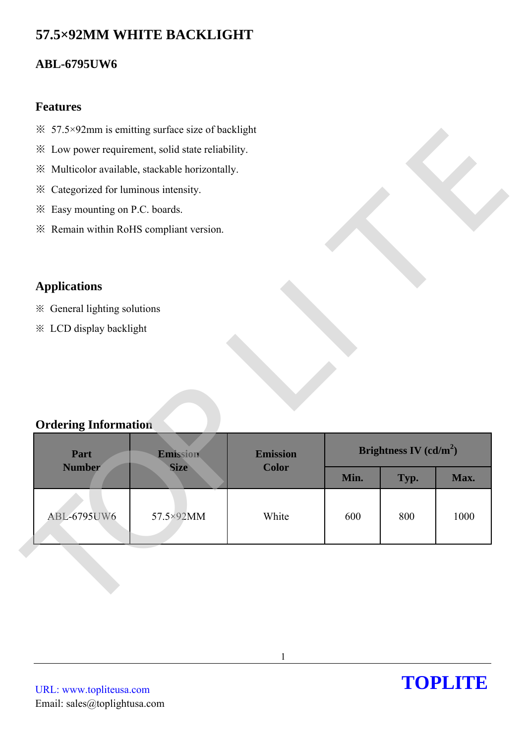# 57.5×92MM WHITE BACKLIGHT

## ABL-6795UW6

### Features

※ 57.5×92mm is emitting surface size of backlight

※ Low power requirement, solid state reliability.

※ Multicolor available, stackable horizontally.

※ Categorized for luminous intensity.

※ Easy mounting on P.C. boards.

※ Remain within RoHS compliant version.

### Applications

※ General lighting solutions

※ LCD display backlight

### Ordering Information

| Part Number | Emission Size | Emission Color | Brightness IV (cd/$m^2$) | | |
|---|---|---|---|---|---|
| | | | Min. | Typ. | Max. |
| ABL-6795UW6 | 57.5×92MM | White | 600 | 800 | 1000 |

URL: www.topliteusa.com

Email: sales@toplightusa.com

**TOPLITE**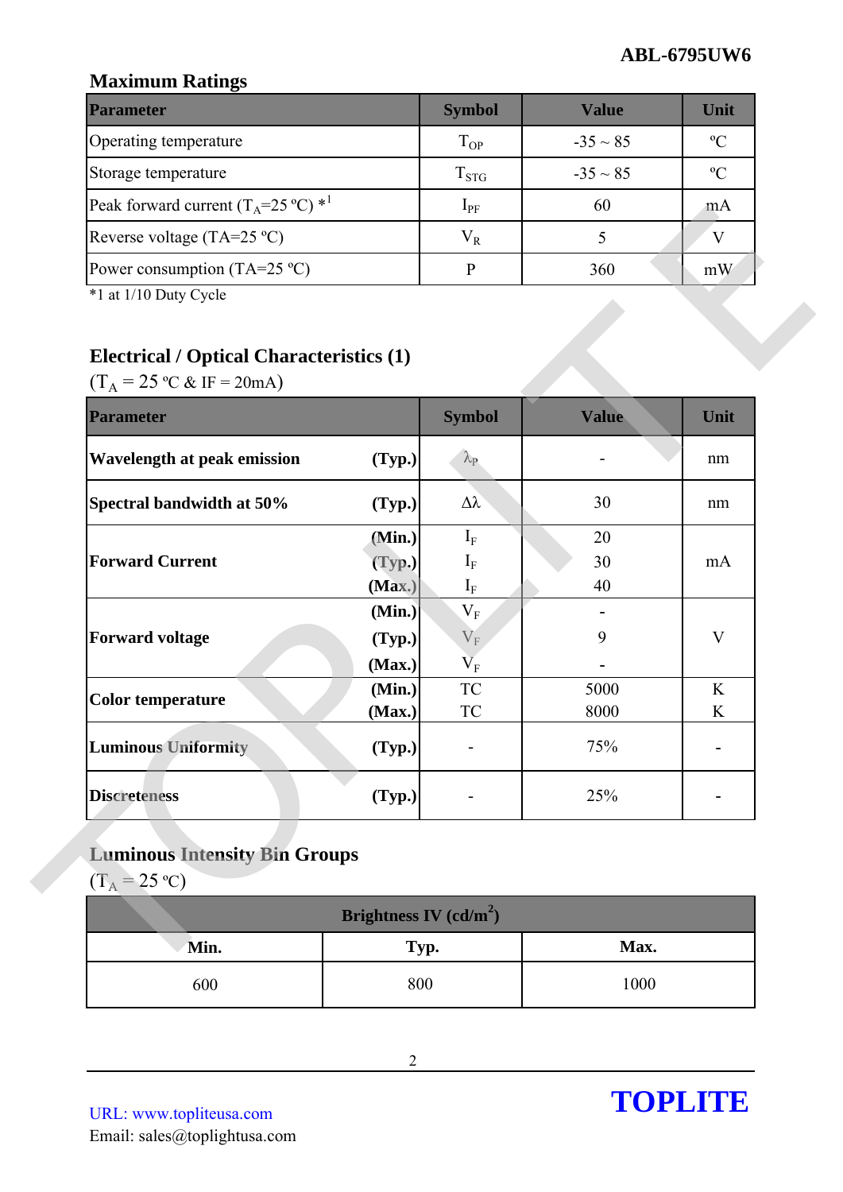## Maximum Ratings

| Parameter | Symbol | Value | Unit |
|---|---|---|---|
| Operating temperature | $T_{OP}$ | -35 ~ 85 | ºC |
| Storage temperature | $T_{STG}$ | -35 ~ 85 | ºC |
| Peak forward current ($T_A$=25 ºC) *1 | $I_{PF}$ | 60 | mA |
| Reverse voltage (TA=25 ºC) | $V_R$ | 5 | V |
| Power consumption (TA=25 ºC) | P | 360 | mW |

*1 at 1/10 Duty Cycle

## Electrical / Optical Characteristics (1)

($T_A$ = 25 ºC & IF = 20mA)

| Parameter | | Symbol | Value | Unit |
|---|---|---|---|---|
| **Wavelength at peak emission** | **(Typ.)** | $\lambda_P$ | - | nm |
| **Spectral bandwidth at 50%** | **(Typ.)** | $\Delta\lambda$ | 30 | nm |
| **Forward Current** | **(Min.)** | $I_F$ | 20 | mA |
| | **(Typ.)** | $I_F$ | 30 | |
| | **(Max.)** | $I_F$ | 40 | |
| **Forward voltage** | **(Min.)** | $V_F$ | - | V |
| | **(Typ.)** | $V_F$ | 9 | |
| | **(Max.)** | $V_F$ | - | |
| **Color temperature** | **(Min.)** | TC | 5000 | K |
| | **(Max.)** | TC | 8000 | K |
| **Luminous Uniformity** | **(Typ.)** | - | 75% | - |
| **Discreteness** | **(Typ.)** | - | 25% | - |

## Luminous Intensity Bin Groups

($T_A$ = 25 ºC)

| Brightness IV (cd/m$^2$) | | |
|---|---|---|
| **Min.** | **Typ.** | **Max.** |
| 600 | 800 | 1000 |

URL: www.topliteusa.com
Email: sales@toplightusa.com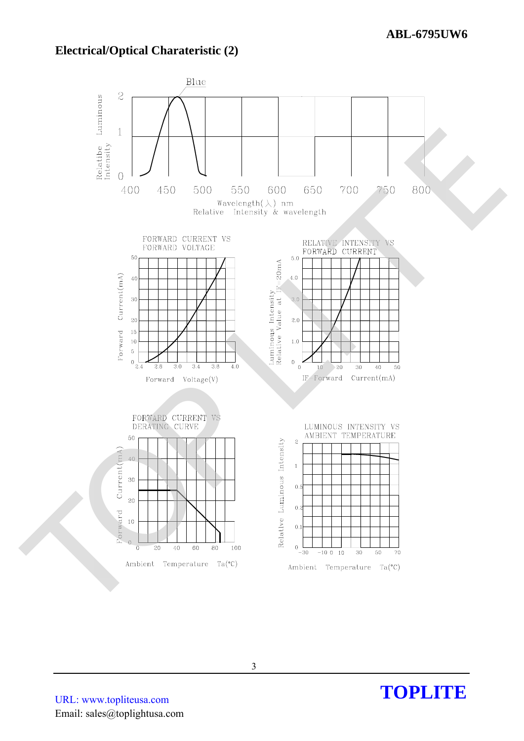## Electrical/Optical Charateristic (2)

Blue

Relatibe Luminous Intensity

Wavelength(λ) nm

Relative Intensity & wavelength

FORWARD CURRENT VS FORWARD VOLTAGE

Forward Current(mA)

Forward Voltage(V)

RELATIVE INTENSITY VS FORWARD CURRENT

Luminous Intensity Relative Value at IF=20mA

IF-Forward Current(mA)

FORWARD CURRENT VS DERATING CURVE

Forward Current(mA)

Ambient Temperature Ta(°C)

LUMINOUS INTENSITY VS AMBIENT TEMPERATURE

Relative Luminous Intensity

Ambient Temperature Ta(°C)

URL: www.topliteusa.com

Email: sales@toplightusa.com

**TOPLITE**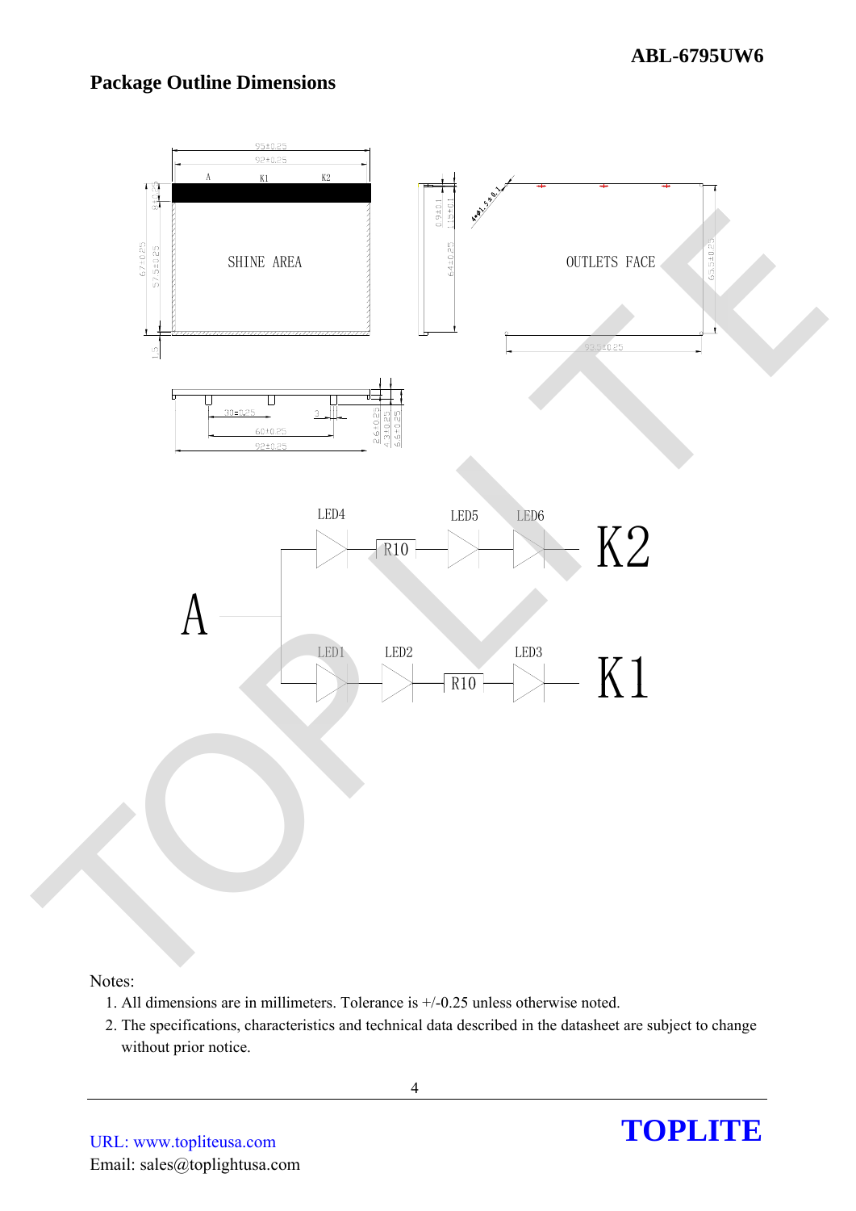## Package Outline Dimensions

Notes:

1. All dimensions are in millimeters. Tolerance is +/-0.25 unless otherwise noted.
2. The specifications, characteristics and technical data described in the datasheet are subject to change without prior notice.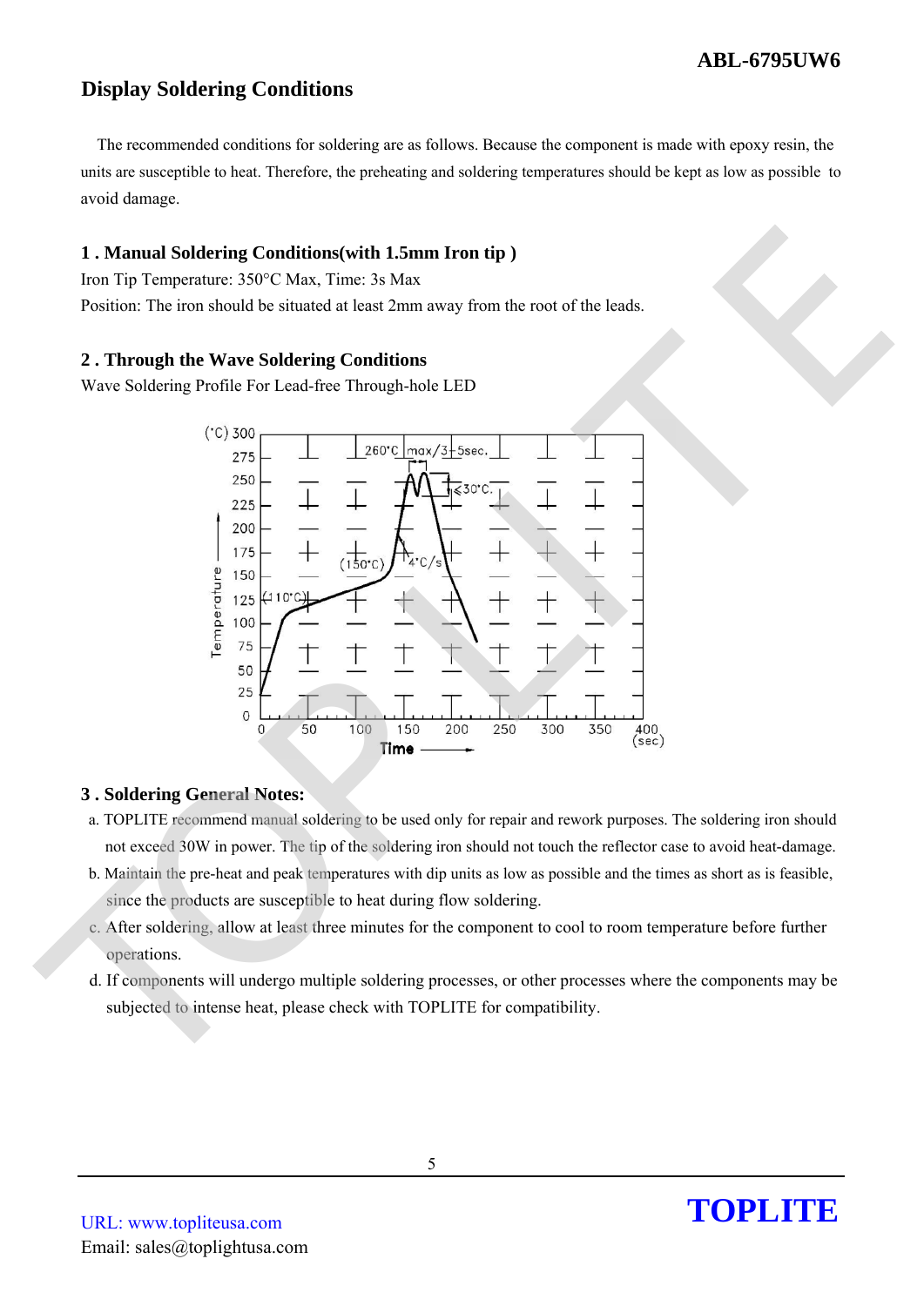## Display Soldering Conditions

The recommended conditions for soldering are as follows. Because the component is made with epoxy resin, the units are susceptible to heat. Therefore, the preheating and soldering temperatures should be kept as low as possible to avoid damage.

### 1 . Manual Soldering Conditions(with 1.5mm Iron tip )

Iron Tip Temperature: 350°C Max, Time: 3s Max

Position: The iron should be situated at least 2mm away from the root of the leads.

### 2 . Through the Wave Soldering Conditions

Wave Soldering Profile For Lead-free Through-hole LED

(°C) 300
275
250
225
200
175
150
125
100
75
50
25
0
Temperature
0 50 100 150 200 250 300 350 400 (sec)
Time
260°C max/3~5sec.
≤30°C.
(150°C)
4°C/s
≤10°C

### 3 . Soldering General Notes:

a. TOPLITE recommend manual soldering to be used only for repair and rework purposes. The soldering iron should not exceed 30W in power. The tip of the soldering iron should not touch the reflector case to avoid heat-damage.

b. Maintain the pre-heat and peak temperatures with dip units as low as possible and the times as short as is feasible, since the products are susceptible to heat during flow soldering.

c. After soldering, allow at least three minutes for the component to cool to room temperature before further operations.

d. If components will undergo multiple soldering processes, or other processes where the components may be subjected to intense heat, please check with TOPLITE for compatibility.

URL: www.topliteusa.com
Email: sales@toplightusa.com